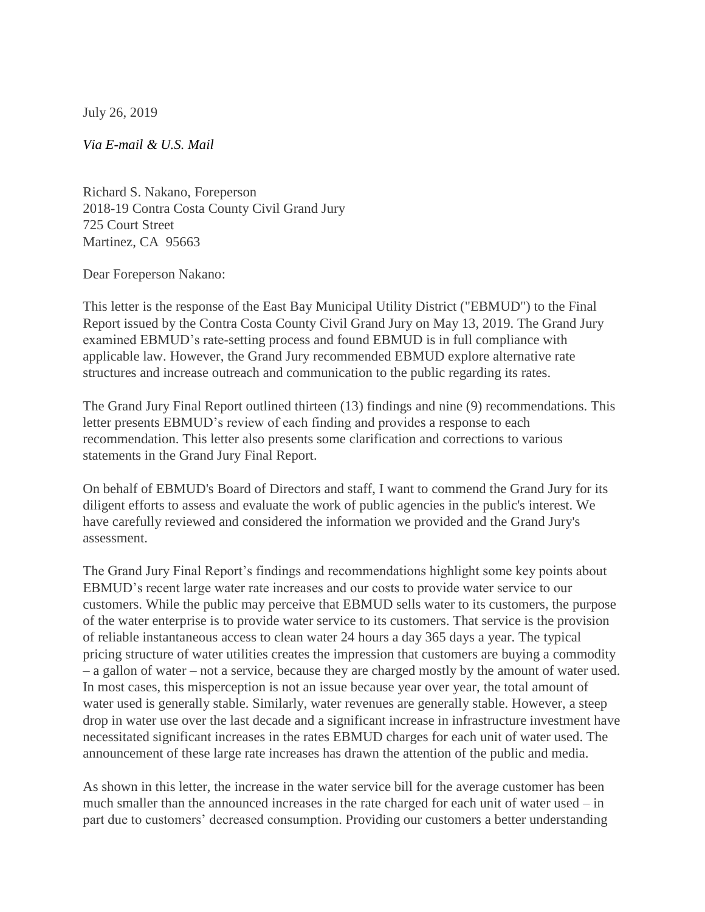July 26, 2019

*Via E-mail & U.S. Mail*

Richard S. Nakano, Foreperson
2018-19 Contra Costa County Civil Grand Jury
725 Court Street
Martinez, CA 95663

Dear Foreperson Nakano:

This letter is the response of the East Bay Municipal Utility District ("EBMUD") to the Final Report issued by the Contra Costa County Civil Grand Jury on May 13, 2019. The Grand Jury examined EBMUD's rate-setting process and found EBMUD is in full compliance with applicable law. However, the Grand Jury recommended EBMUD explore alternative rate structures and increase outreach and communication to the public regarding its rates.

The Grand Jury Final Report outlined thirteen (13) findings and nine (9) recommendations. This letter presents EBMUD's review of each finding and provides a response to each recommendation. This letter also presents some clarification and corrections to various statements in the Grand Jury Final Report.

On behalf of EBMUD's Board of Directors and staff, I want to commend the Grand Jury for its diligent efforts to assess and evaluate the work of public agencies in the public's interest. We have carefully reviewed and considered the information we provided and the Grand Jury's assessment.

The Grand Jury Final Report's findings and recommendations highlight some key points about EBMUD's recent large water rate increases and our costs to provide water service to our customers. While the public may perceive that EBMUD sells water to its customers, the purpose of the water enterprise is to provide water service to its customers. That service is the provision of reliable instantaneous access to clean water 24 hours a day 365 days a year. The typical pricing structure of water utilities creates the impression that customers are buying a commodity – a gallon of water – not a service, because they are charged mostly by the amount of water used. In most cases, this misperception is not an issue because year over year, the total amount of water used is generally stable. Similarly, water revenues are generally stable. However, a steep drop in water use over the last decade and a significant increase in infrastructure investment have necessitated significant increases in the rates EBMUD charges for each unit of water used. The announcement of these large rate increases has drawn the attention of the public and media.

As shown in this letter, the increase in the water service bill for the average customer has been much smaller than the announced increases in the rate charged for each unit of water used – in part due to customers' decreased consumption. Providing our customers a better understanding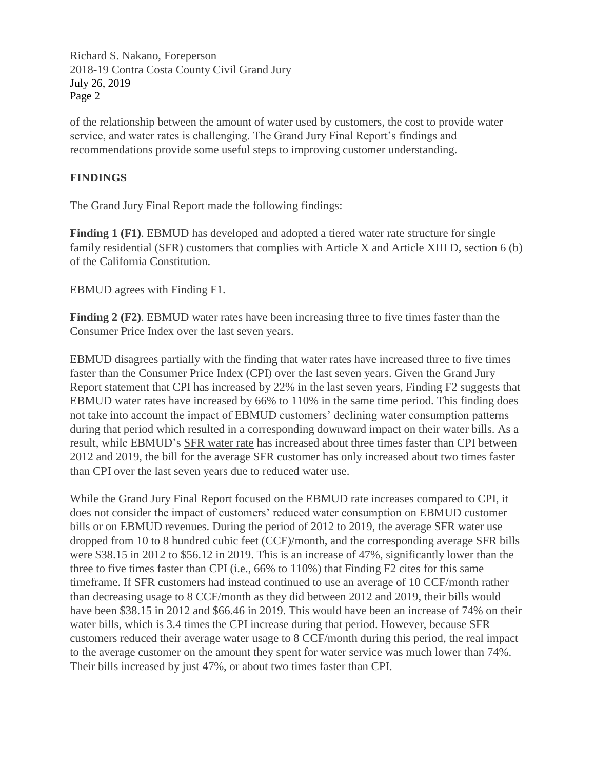of the relationship between the amount of water used by customers, the cost to provide water service, and water rates is challenging. The Grand Jury Final Report's findings and recommendations provide some useful steps to improving customer understanding.

## FINDINGS

The Grand Jury Final Report made the following findings:

**Finding 1 (F1)**. EBMUD has developed and adopted a tiered water rate structure for single family residential (SFR) customers that complies with Article X and Article XIII D, section 6 (b) of the California Constitution.

EBMUD agrees with Finding F1.

**Finding 2 (F2)**. EBMUD water rates have been increasing three to five times faster than the Consumer Price Index over the last seven years.

EBMUD disagrees partially with the finding that water rates have increased three to five times faster than the Consumer Price Index (CPI) over the last seven years. Given the Grand Jury Report statement that CPI has increased by 22% in the last seven years, Finding F2 suggests that EBMUD water rates have increased by 66% to 110% in the same time period. This finding does not take into account the impact of EBMUD customers' declining water consumption patterns during that period which resulted in a corresponding downward impact on their water bills. As a result, while EBMUD's SFR water rate has increased about three times faster than CPI between 2012 and 2019, the bill for the average SFR customer has only increased about two times faster than CPI over the last seven years due to reduced water use.

While the Grand Jury Final Report focused on the EBMUD rate increases compared to CPI, it does not consider the impact of customers' reduced water consumption on EBMUD customer bills or on EBMUD revenues. During the period of 2012 to 2019, the average SFR water use dropped from 10 to 8 hundred cubic feet (CCF)/month, and the corresponding average SFR bills were $38.15 in 2012 to $56.12 in 2019. This is an increase of 47%, significantly lower than the three to five times faster than CPI (i.e., 66% to 110%) that Finding F2 cites for this same timeframe. If SFR customers had instead continued to use an average of 10 CCF/month rather than decreasing usage to 8 CCF/month as they did between 2012 and 2019, their bills would have been $38.15 in 2012 and $66.46 in 2019. This would have been an increase of 74% on their water bills, which is 3.4 times the CPI increase during that period. However, because SFR customers reduced their average water usage to 8 CCF/month during this period, the real impact to the average customer on the amount they spent for water service was much lower than 74%. Their bills increased by just 47%, or about two times faster than CPI.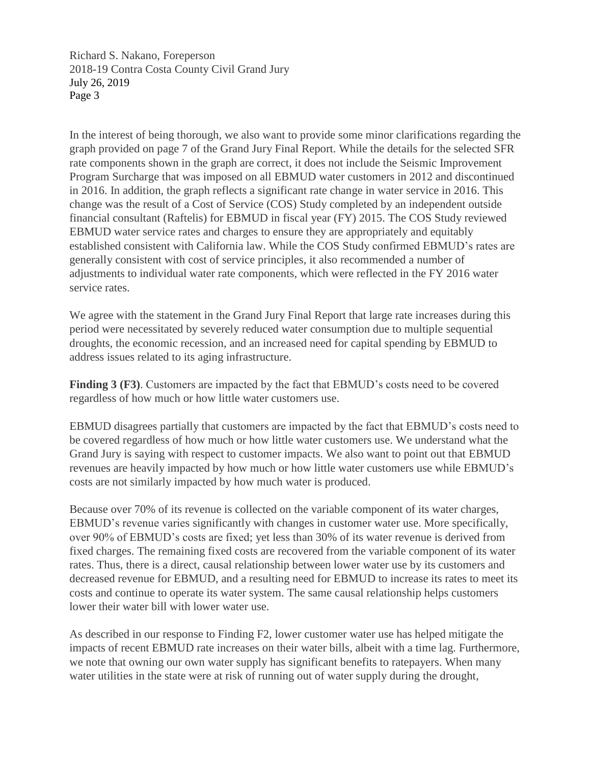In the interest of being thorough, we also want to provide some minor clarifications regarding the graph provided on page 7 of the Grand Jury Final Report. While the details for the selected SFR rate components shown in the graph are correct, it does not include the Seismic Improvement Program Surcharge that was imposed on all EBMUD water customers in 2012 and discontinued in 2016. In addition, the graph reflects a significant rate change in water service in 2016. This change was the result of a Cost of Service (COS) Study completed by an independent outside financial consultant (Raftelis) for EBMUD in fiscal year (FY) 2015. The COS Study reviewed EBMUD water service rates and charges to ensure they are appropriately and equitably established consistent with California law. While the COS Study confirmed EBMUD's rates are generally consistent with cost of service principles, it also recommended a number of adjustments to individual water rate components, which were reflected in the FY 2016 water service rates.

We agree with the statement in the Grand Jury Final Report that large rate increases during this period were necessitated by severely reduced water consumption due to multiple sequential droughts, the economic recession, and an increased need for capital spending by EBMUD to address issues related to its aging infrastructure.

**Finding 3 (F3)**. Customers are impacted by the fact that EBMUD's costs need to be covered regardless how much or how little water customers use.

EBMUD disagrees partially that customers are impacted by the fact that EBMUD's costs need to be covered regardless of how much or how little water customers use. We understand what the Grand Jury is saying with respect to customer impacts. We also want to point out that EBMUD revenues are heavily impacted by how much or how little water customers use while EBMUD's costs are not similarly impacted by how much water is produced.

Because over 70% of its revenue is collected on the variable component of its water charges, EBMUD's revenue varies significantly with changes in customer water use. More specifically, over 90% of EBMUD's costs are fixed; yet less than 30% of its water revenue is derived from fixed charges. The remaining fixed costs are recovered from the variable component of its water rates. Thus, there is a direct, causal relationship between lower water use by its customers and decreased revenue for EBMUD, and a resulting need for EBMUD to increase its rates to meet its costs and continue to operate its water system. The same causal relationship helps customers lower their water bill with lower water use.

As described in our response to Finding F2, lower customer water use has helped mitigate the impacts of recent EBMUD rate increases on their water bills, albeit with a time lag. Furthermore, we note that owning our own water supply has significant benefits to ratepayers. When many water utilities in the state were at risk of running out of water supply during the drought,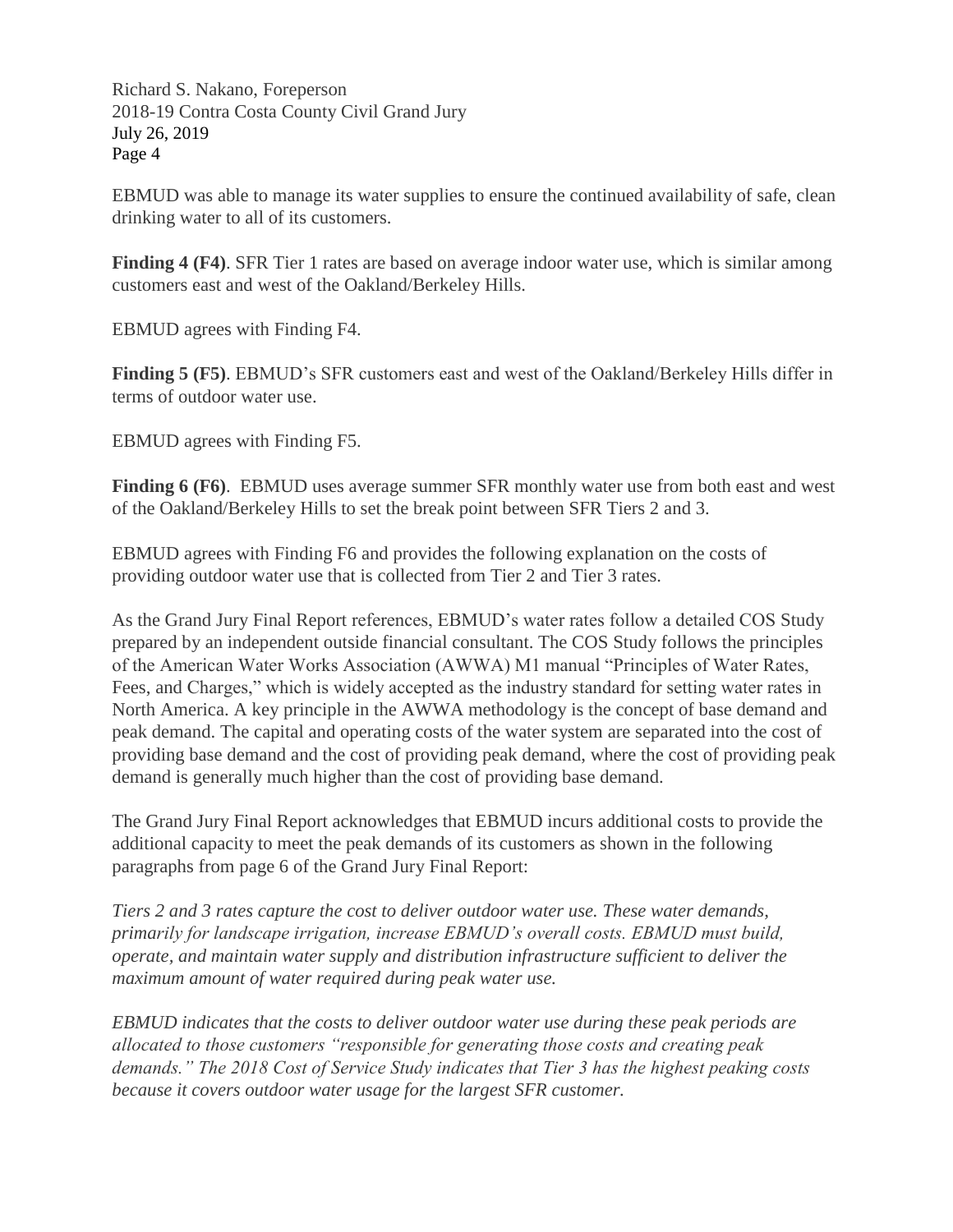EBMUD was able to manage its water supplies to ensure the continued availability of safe, clean drinking water to all of its customers.

**Finding 4 (F4)**. SFR Tier 1 rates are based on average indoor water use, which is similar among customers east and west of the Oakland/Berkeley Hills.

EBMUD agrees with Finding F4.

**Finding 5 (F5)**. EBMUD's SFR customers east and west of the Oakland/Berkeley Hills differ in terms of outdoor water use.

EBMUD agrees with Finding F5.

**Finding 6 (F6)**. EBMUD uses average summer SFR monthly water use from both east and west of the Oakland/Berkeley Hills to set the break point between SFR Tiers 2 and 3.

EBMUD agrees with Finding F6 and provides the following explanation on the costs of providing outdoor water use that is collected from Tier 2 and Tier 3 rates.

As the Grand Jury Final Report references, EBMUD's water rates follow a detailed COS Study prepared by an independent outside financial consultant. The COS Study follows the principles of the American Water Works Association (AWWA) M1 manual "Principles of Water Rates, Fees, and Charges," which is widely accepted as the industry standard for setting water rates in North America. A key principle in the AWWA methodology is the concept of base demand and peak demand. The capital and operating costs of the water system are separated into the cost of providing base demand and the cost of providing peak demand, where the cost of providing peak demand is generally much higher than the cost of providing base demand.

The Grand Jury Final Report acknowledges that EBMUD incurs additional costs to provide the additional capacity to meet the peak demands of its customers as shown in the following paragraphs from page 6 of the Grand Jury Final Report:

*Tiers 2 and 3 rates capture the cost to deliver outdoor water use. These water demands, primarily for landscape irrigation, increase EBMUD's overall costs. EBMUD must build, operate, and maintain water supply and distribution infrastructure sufficient to deliver the maximum amount of water required during peak water use.*

*EBMUD indicates that the costs to deliver outdoor water use during these peak periods are allocated to those customers "responsible for generating those costs and creating peak demands." The 2018 Cost of Service Study indicates that Tier 3 has the highest peaking costs because it covers outdoor water usage for the largest SFR customer.*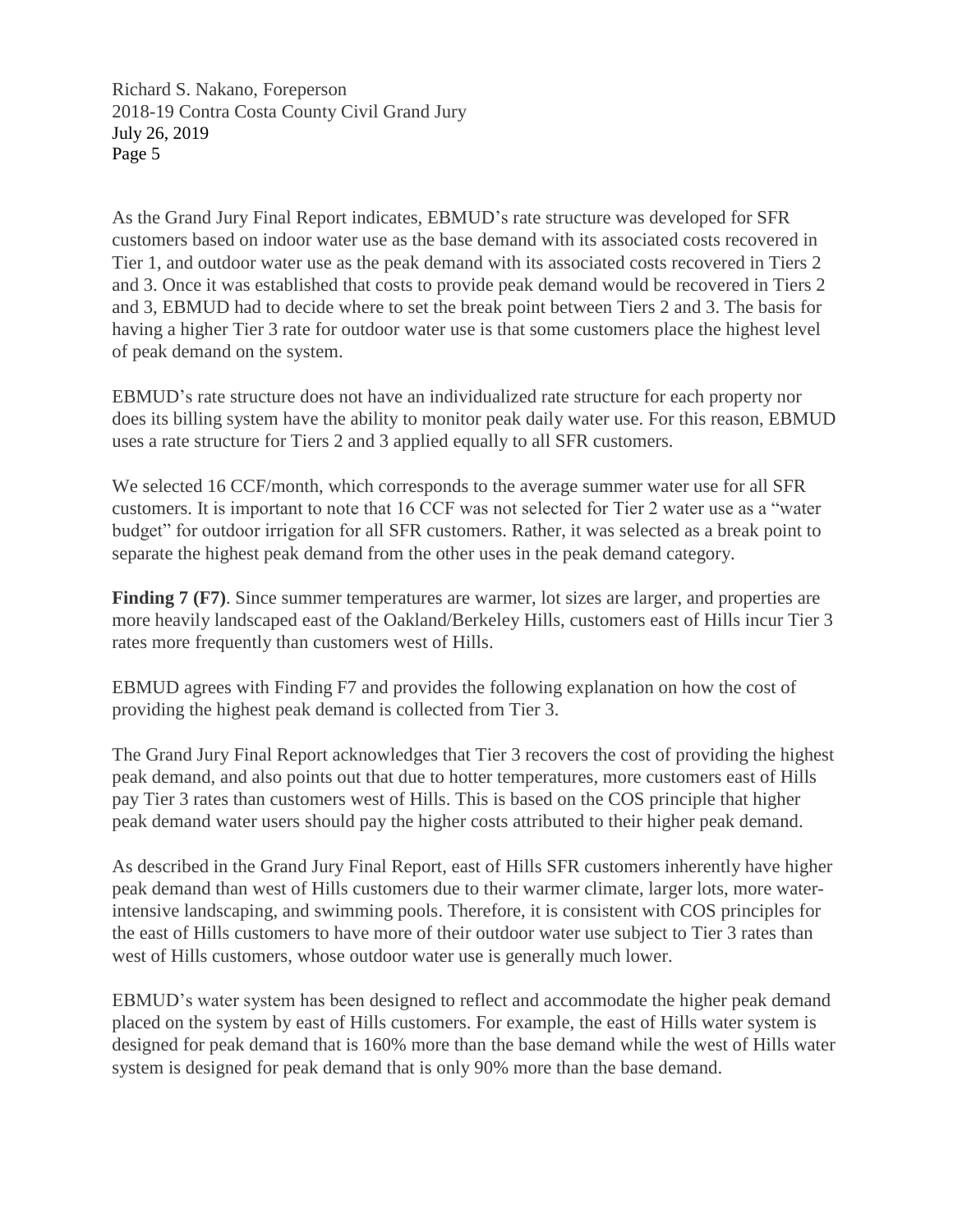As the Grand Jury Final Report indicates, EBMUD's rate structure was developed for SFR customers based on indoor water use as the base demand with its associated costs recovered in Tier 1, and outdoor water use as the peak demand with its associated costs recovered in Tiers 2 and 3. Once it was established that costs to provide peak demand would be recovered in Tiers 2 and 3, EBMUD had to decide where to set the break point between Tiers 2 and 3. The basis for having a higher Tier 3 rate for outdoor water use is that some customers place the highest level of peak demand on the system.

EBMUD's rate structure does not have an individualized rate structure for each property nor does its billing system have the ability to monitor peak daily water use. For this reason, EBMUD uses a rate structure for Tiers 2 and 3 applied equally to all SFR customers.

We selected 16 CCF/month, which corresponds to the average summer water use for all SFR customers. It is important to note that 16 CCF was not selected for Tier 2 water use as a "water budget" for outdoor irrigation for all SFR customers. Rather, it was selected as a break point to separate the highest peak demand from the other uses in the peak demand category.

**Finding 7 (F7)**. Since summer temperatures are warmer, lot sizes are larger, and properties are more heavily landscaped east of the Oakland/Berkeley Hills, customers east of Hills incur Tier 3 rates more frequently than customers west of Hills.

EBMUD agrees with Finding F7 and provides the following explanation on how the cost of providing the highest peak demand is collected from Tier 3.

The Grand Jury Final Report acknowledges that Tier 3 recovers the cost of providing the highest peak demand, and also points out that due to hotter temperatures, more customers east of Hills pay Tier 3 rates than customers west of Hills. This is based on the COS principle that higher peak demand water users should pay the higher costs attributed to their higher peak demand.

As described in the Grand Jury Final Report, east of Hills SFR customers inherently have higher peak demand than west of Hills customers due to their warmer climate, larger lots, more water-intensive landscaping, and swimming pools. Therefore, it is consistent with COS principles for the east of Hills customers to have more of their outdoor water use subject to Tier 3 rates than west of Hills customers, whose outdoor water use is generally much lower.

EBMUD's water system has been designed to reflect and accommodate the higher peak demand placed on the system by east of Hills customers. For example, the east of Hills water system is designed for peak demand that is 160% more than the base demand while the west of Hills water system is designed for peak demand that is only 90% more than the base demand.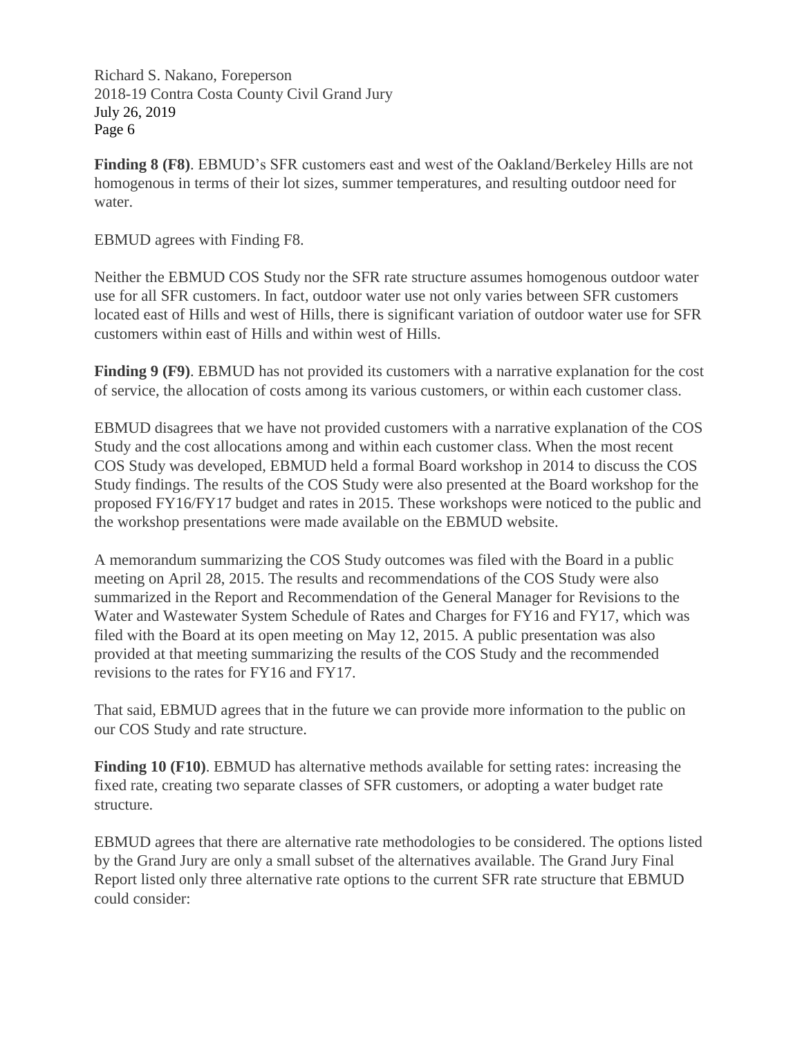**Finding 8 (F8)**. EBMUD's SFR customers east and west of the Oakland/Berkeley Hills are not homogenous in terms of their lot sizes, summer temperatures, and resulting outdoor need for water.

EBMUD agrees with Finding F8.

Neither the EBMUD COS Study nor the SFR rate structure assumes homogenous outdoor water use for all SFR customers. In fact, outdoor water use not only varies between SFR customers located east of Hills and west of Hills, there is significant variation of outdoor water use for SFR customers within east of Hills and within west of Hills.

**Finding 9 (F9)**. EBMUD has not provided its customers with a narrative explanation for the cost of service, the allocation of costs among its various customers, or within each customer class.

EBMUD disagrees that we have not provided customers with a narrative explanation of the COS Study and the cost allocations among and within each customer class. When the most recent COS Study was developed, EBMUD held a formal Board workshop in 2014 to discuss the COS Study findings. The results of the COS Study were also presented at the Board workshop for the proposed FY16/FY17 budget and rates in 2015. These workshops were noticed to the public and the workshop presentations were made available on the EBMUD website.

A memorandum summarizing the COS Study outcomes was filed with the Board in a public meeting on April 28, 2015. The results and recommendations of the COS Study were also summarized in the Report and Recommendation of the General Manager for Revisions to the Water and Wastewater System Schedule of Rates and Charges for FY16 and FY17, which was filed with the Board at its open meeting on May 12, 2015. A public presentation was also provided at that meeting summarizing the results of the COS Study and the recommended revisions to the rates for FY16 and FY17.

That said, EBMUD agrees that in the future we can provide more information to the public on our COS Study and rate structure.

**Finding 10 (F10)**. EBMUD has alternative methods available for setting rates: increasing the fixed rate, creating two separate classes of SFR customers, or adopting a water budget rate structure.

EBMUD agrees that there are alternative rate methodologies to be considered. The options listed by the Grand Jury are only a small subset of the alternatives available. The Grand Jury Final Report listed only three alternative rate options to the current SFR rate structure that EBMUD could consider: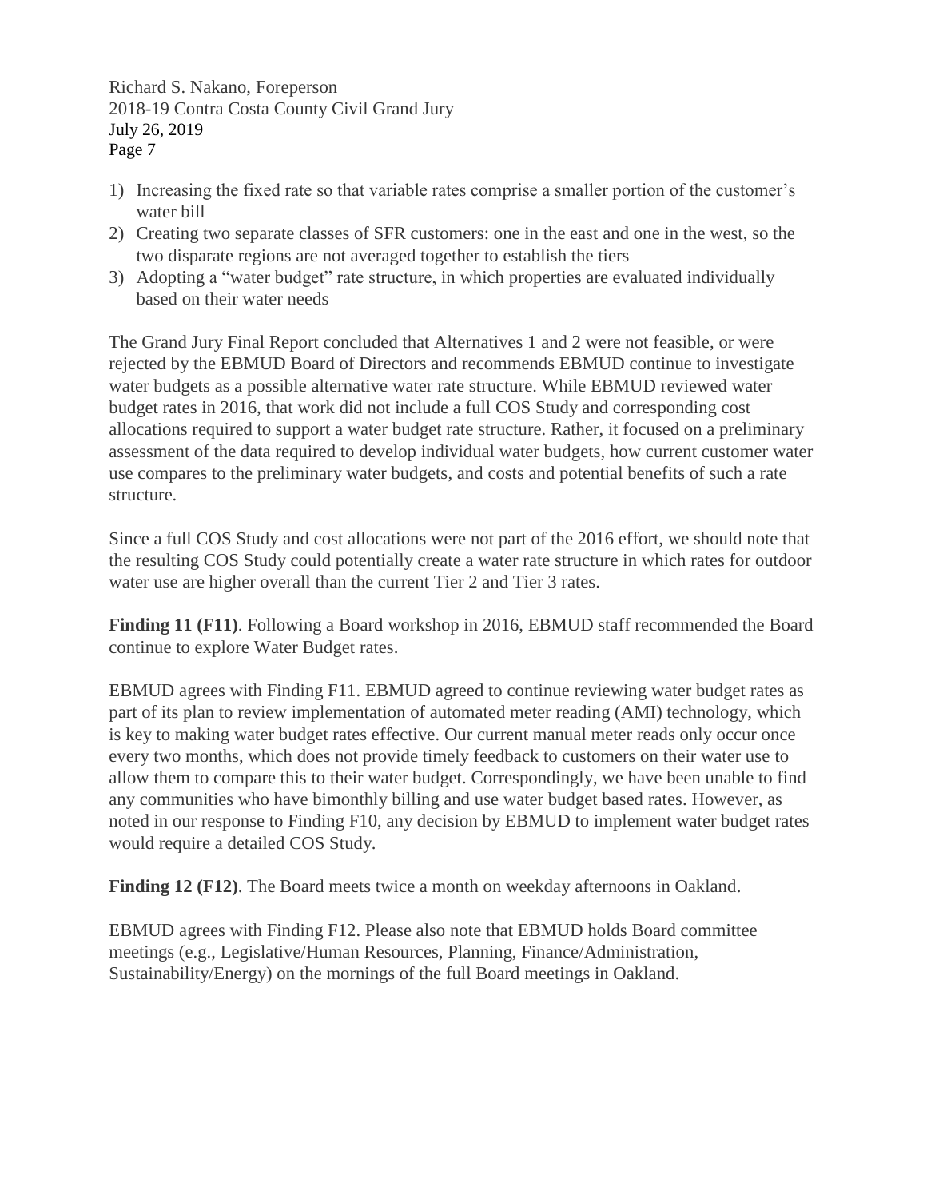1) Increasing the fixed rate so that variable rates comprise a smaller portion of the customer's water bill
2) Creating two separate classes of SFR customers: one in the east and one in the west, so the two disparate regions are not averaged together to establish the tiers
3) Adopting a "water budget" rate structure, in which properties are evaluated individually based on their water needs

The Grand Jury Final Report concluded that Alternatives 1 and 2 were not feasible, or were rejected by the EBMUD Board of Directors and recommends EBMUD continue to investigate water budgets as a possible alternative water rate structure. While EBMUD reviewed water budget rates in 2016, that work did not include a full COS Study and corresponding cost allocations required to support a water budget rate structure. Rather, it focused on a preliminary assessment of the data required to develop individual water budgets, how current customer water use compares to the preliminary water budgets, and costs and potential benefits of such a rate structure.

Since a full COS Study and cost allocations were not part of the 2016 effort, we should note that the resulting COS Study could potentially create a water rate structure in which rates for outdoor water use are higher overall than the current Tier 2 and Tier 3 rates.

**Finding 11 (F11)**. Following a Board workshop in 2016, EBMUD staff recommended the Board continue to explore Water Budget rates.

EBMUD agrees with Finding F11. EBMUD agreed to continue reviewing water budget rates as part of its plan to review implementation of automated meter reading (AMI) technology, which is key to making water budget rates effective. Our current manual meter reads only occur once every two months, which does not provide timely feedback to customers on their water use to allow them to compare this to their water budget. Correspondingly, we have been unable to find any communities who have bimonthly billing and use water budget based rates. However, as noted in our response to Finding F10, any decision by EBMUD to implement water budget rates would require a detailed COS Study.

**Finding 12 (F12)**. The Board meets twice a month on weekday afternoons in Oakland.

EBMUD agrees with Finding F12. Please also note that EBMUD holds Board committee meetings (e.g., Legislative/Human Resources, Planning, Finance/Administration, Sustainability/Energy) on the mornings of the full Board meetings in Oakland.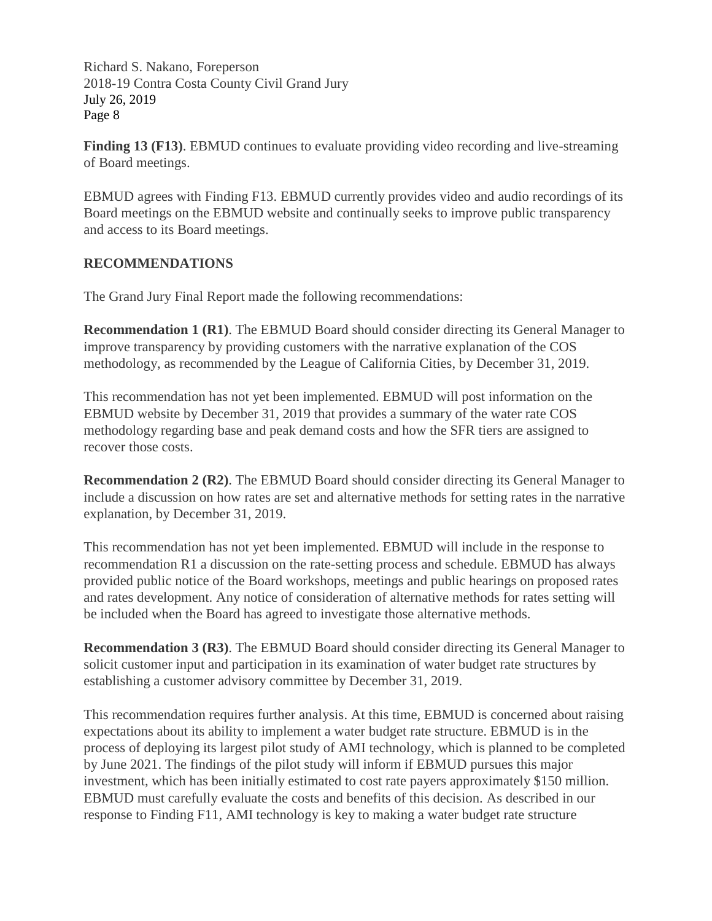**Finding 13 (F13)**. EBMUD continues to evaluate providing video recording and live-streaming of Board meetings.

EBMUD agrees with Finding F13. EBMUD currently provides video and audio recordings of its Board meetings on the EBMUD website and continually seeks to improve public transparency and access to its Board meetings.

## RECOMMENDATIONS

The Grand Jury Final Report made the following recommendations:

**Recommendation 1 (R1)**. The EBMUD Board should consider directing its General Manager to improve transparency by providing customers with the narrative explanation of the COS methodology, as recommended by the League of California Cities, by December 31, 2019.

This recommendation has not yet been implemented. EBMUD will post information on the EBMUD website by December 31, 2019 that provides a summary of the water rate COS methodology regarding base and peak demand costs and how the SFR tiers are assigned to recover those costs.

**Recommendation 2 (R2)**. The EBMUD Board should consider directing its General Manager to include a discussion on how rates are set and alternative methods for setting rates in the narrative explanation, by December 31, 2019.

This recommendation has not yet been implemented. EBMUD will include in the response to recommendation R1 a discussion on the rate-setting process and schedule. EBMUD has always provided public notice of the Board workshops, meetings and public hearings on proposed rates and rates development. Any notice of consideration of alternative methods for rates setting will be included when the Board has agreed to investigate those alternative methods.

**Recommendation 3 (R3)**. The EBMUD Board should consider directing its General Manager to solicit customer input and participation in its examination of water budget rate structures by establishing a customer advisory committee by December 31, 2019.

This recommendation requires further analysis. At this time, EBMUD is concerned about raising expectations about its ability to implement a water budget rate structure. EBMUD is in the process of deploying its largest pilot study of AMI technology, which is planned to be completed by June 2021. The findings of the pilot study will inform if EBMUD pursues this major investment, which has been initially estimated to cost rate payers approximately $150 million. EBMUD must carefully evaluate the costs and benefits of this decision. As described in our response to Finding F11, AMI technology is key to making a water budget rate structure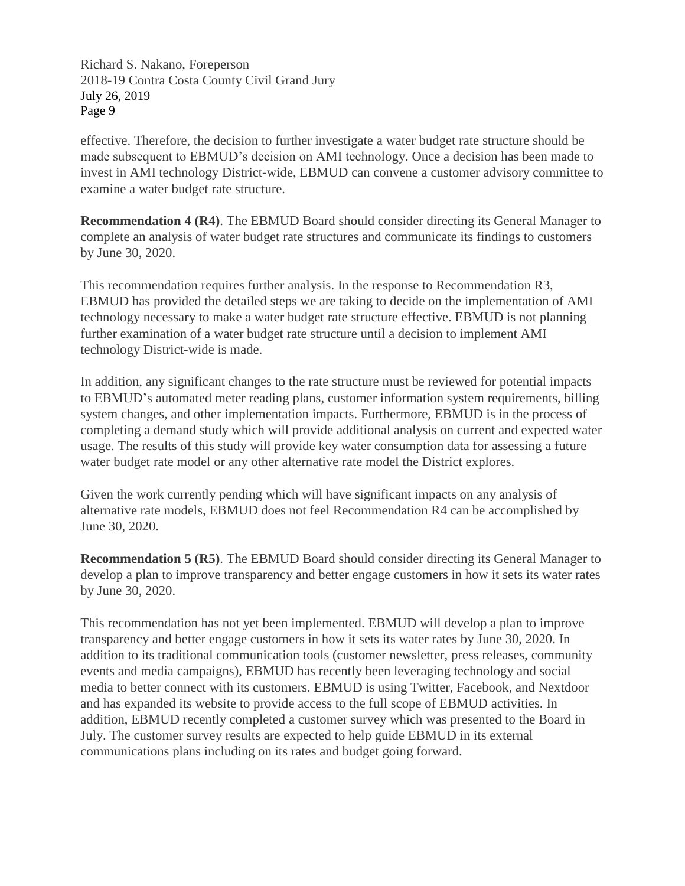effective. Therefore, the decision to further investigate a water budget rate structure should be made subsequent to EBMUD's decision on AMI technology. Once a decision has been made to invest in AMI technology District-wide, EBMUD can convene a customer advisory committee to examine a water budget rate structure.

**Recommendation 4 (R4)**. The EBMUD Board should consider directing its General Manager to complete an analysis of water budget rate structures and communicate its findings to customers by June 30, 2020.

This recommendation requires further analysis. In the response to Recommendation R3, EBMUD has provided the detailed steps we are taking to decide on the implementation of AMI technology necessary to make a water budget rate structure effective. EBMUD is not planning further examination of a water budget rate structure until a decision to implement AMI technology District-wide is made.

In addition, any significant changes to the rate structure must be reviewed for potential impacts to EBMUD's automated meter reading plans, customer information system requirements, billing system changes, and other implementation impacts. Furthermore, EBMUD is in the process of completing a demand study which will provide additional analysis on current and expected water usage. The results of this study will provide key water consumption data for assessing a future water budget rate model or any other alternative rate model the District explores.

Given the work currently pending which will have significant impacts on any analysis of alternative rate models, EBMUD does not feel Recommendation R4 can be accomplished by June 30, 2020.

**Recommendation 5 (R5)**. The EBMUD Board should consider directing its General Manager to develop a plan to improve transparency and better engage customers in how it sets its water rates by June 30, 2020.

This recommendation has not yet been implemented. EBMUD will develop a plan to improve transparency and better engage customers in how it sets its water rates by June 30, 2020. In addition to its traditional communication tools (customer newsletter, press releases, community events and media campaigns), EBMUD has recently been leveraging technology and social media to better connect with its customers. EBMUD is using Twitter, Facebook, and Nextdoor and has expanded its website to provide access to the full scope of EBMUD activities. In addition, EBMUD recently completed a customer survey which was presented to the Board in July. The customer survey results are expected to help guide EBMUD in its external communications plans including on its rates and budget going forward.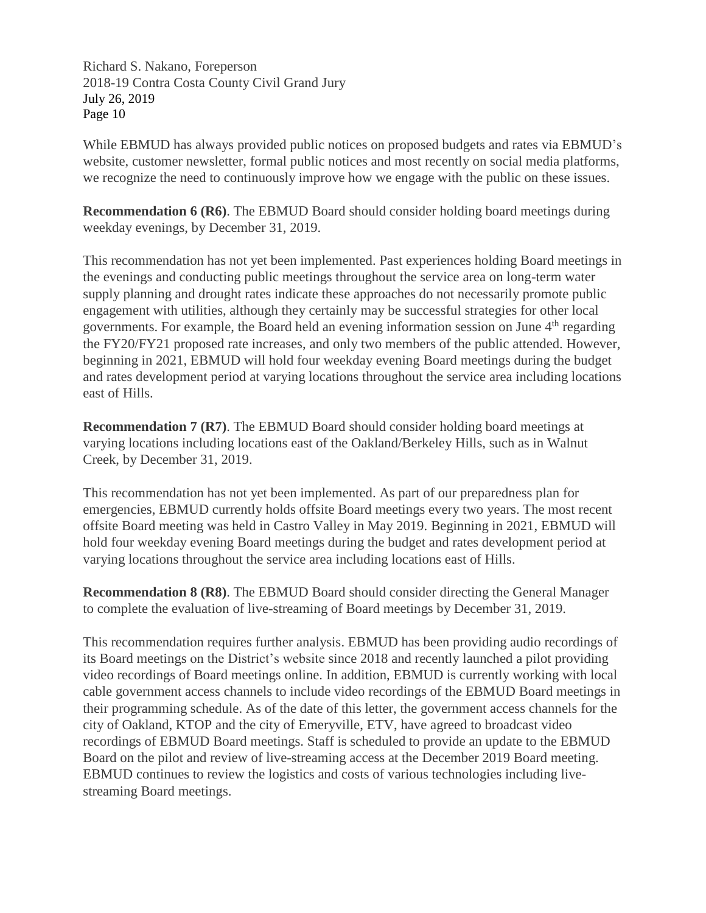While EBMUD has always provided public notices on proposed budgets and rates via EBMUD's website, customer newsletter, formal public notices and most recently on social media platforms, we recognize the need to continuously improve how we engage with the public on these issues.

**Recommendation 6 (R6)**. The EBMUD Board should consider holding board meetings during weekday evenings, by December 31, 2019.

This recommendation has not yet been implemented. Past experiences holding Board meetings in the evenings and conducting public meetings throughout the service area on long-term water supply planning and drought rates indicate these approaches do not necessarily promote public engagement with utilities, although they certainly may be successful strategies for other local governments. For example, the Board held an evening information session on June 4th regarding the FY20/FY21 proposed rate increases, and only two members of the public attended. However, beginning in 2021, EBMUD will hold four weekday evening Board meetings during the budget and rates development period at varying locations throughout the service area including locations east of Hills.

**Recommendation 7 (R7)**. The EBMUD Board should consider holding board meetings at varying locations including locations east of the Oakland/Berkeley Hills, such as in Walnut Creek, by December 31, 2019.

This recommendation has not yet been implemented. As part of our preparedness plan for emergencies, EBMUD currently holds offsite Board meetings every two years. The most recent offsite Board meeting was held in Castro Valley in May 2019. Beginning in 2021, EBMUD will hold four weekday evening Board meetings during the budget and rates development period at varying locations throughout the service area including locations east of Hills.

**Recommendation 8 (R8)**. The EBMUD Board should consider directing the General Manager to complete the evaluation of live-streaming of Board meetings by December 31, 2019.

This recommendation requires further analysis. EBMUD has been providing audio recordings of its Board meetings on the District's website since 2018 and recently launched a pilot providing video recordings of Board meetings online. In addition, EBMUD is currently working with local cable government access channels to include video recordings of the EBMUD Board meetings in their programming schedule. As of the date of this letter, the government access channels for the city of Oakland, KTOP and the city of Emeryville, ETV, have agreed to broadcast video recordings of EBMUD Board meetings. Staff is scheduled to provide an update to the EBMUD Board on the pilot and review of live-streaming access at the December 2019 Board meeting. EBMUD continues to review the logistics and costs of various technologies including live-streaming Board meetings.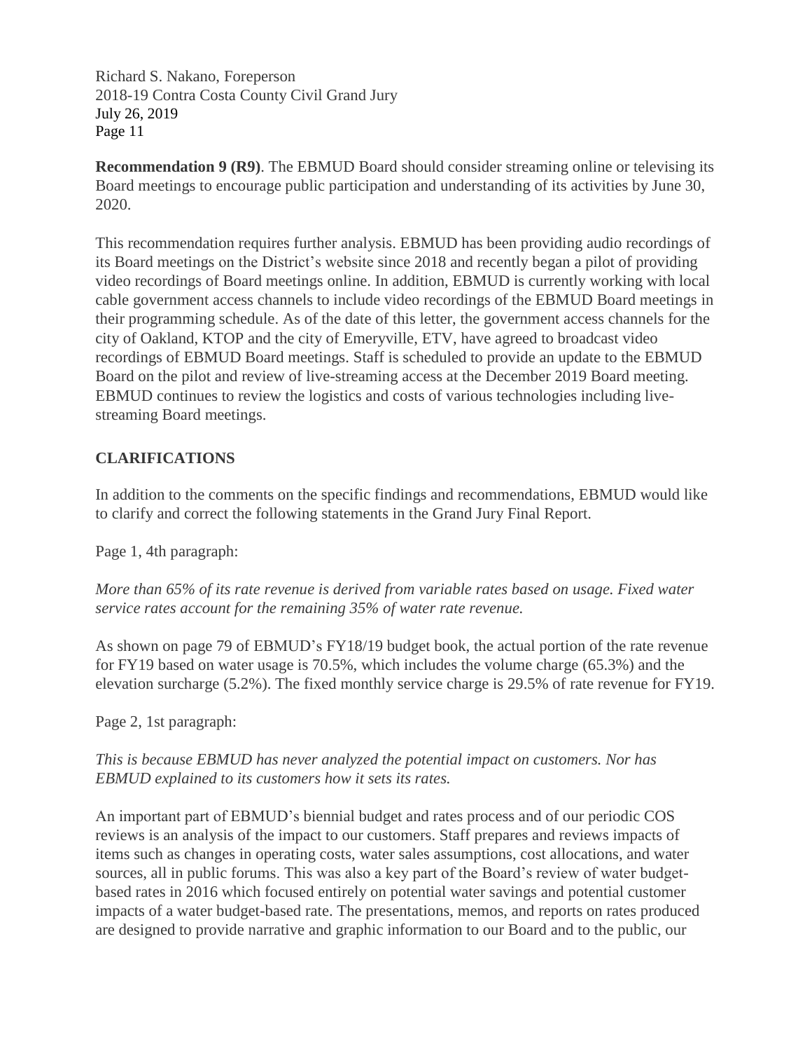**Recommendation 9 (R9)**. The EBMUD Board should consider streaming online or televising its Board meetings to encourage public participation and understanding of its activities by June 30, 2020.

This recommendation requires further analysis. EBMUD has been providing audio recordings of its Board meetings on the District's website since 2018 and recently began a pilot of providing video recordings of Board meetings online. In addition, EBMUD is currently working with local cable government access channels to include video recordings of the EBMUD Board meetings in their programming schedule. As of the date of this letter, the government access channels for the city of Oakland, KTOP and the city of Emeryville, ETV, have agreed to broadcast video recordings of EBMUD Board meetings. Staff is scheduled to provide an update to the EBMUD Board on the pilot and review of live-streaming access at the December 2019 Board meeting. EBMUD continues to review the logistics and costs of various technologies including live-streaming Board meetings.

## CLARIFICATIONS

In addition to the comments on the specific findings and recommendations, EBMUD would like to clarify and correct the following statements in the Grand Jury Final Report.

Page 1, 4th paragraph:

*More than 65% of its rate revenue is derived from variable rates based on usage. Fixed water service rates account for the remaining 35% of water rate revenue.*

As shown on page 79 of EBMUD's FY18/19 budget book, the actual portion of the rate revenue for FY19 based on water usage is 70.5%, which includes the volume charge (65.3%) and the elevation surcharge (5.2%). The fixed monthly service charge is 29.5% of rate revenue for FY19.

Page 2, 1st paragraph:

*This is because EBMUD has never analyzed the potential impact on customers. Nor has EBMUD explained to its customers how it sets its rates.*

An important part of EBMUD's biennial budget and rates process and of our periodic COS reviews is an analysis of the impact to our customers. Staff prepares and reviews impacts of items such as changes in operating costs, water sales assumptions, cost allocations, and water sources, all in public forums. This was also a key part of the Board's review of water budget-based rates in 2016 which focused entirely on potential water savings and potential customer impacts of a water budget-based rate. The presentations, memos, and reports on rates produced are designed to provide narrative and graphic information to our Board and to the public, our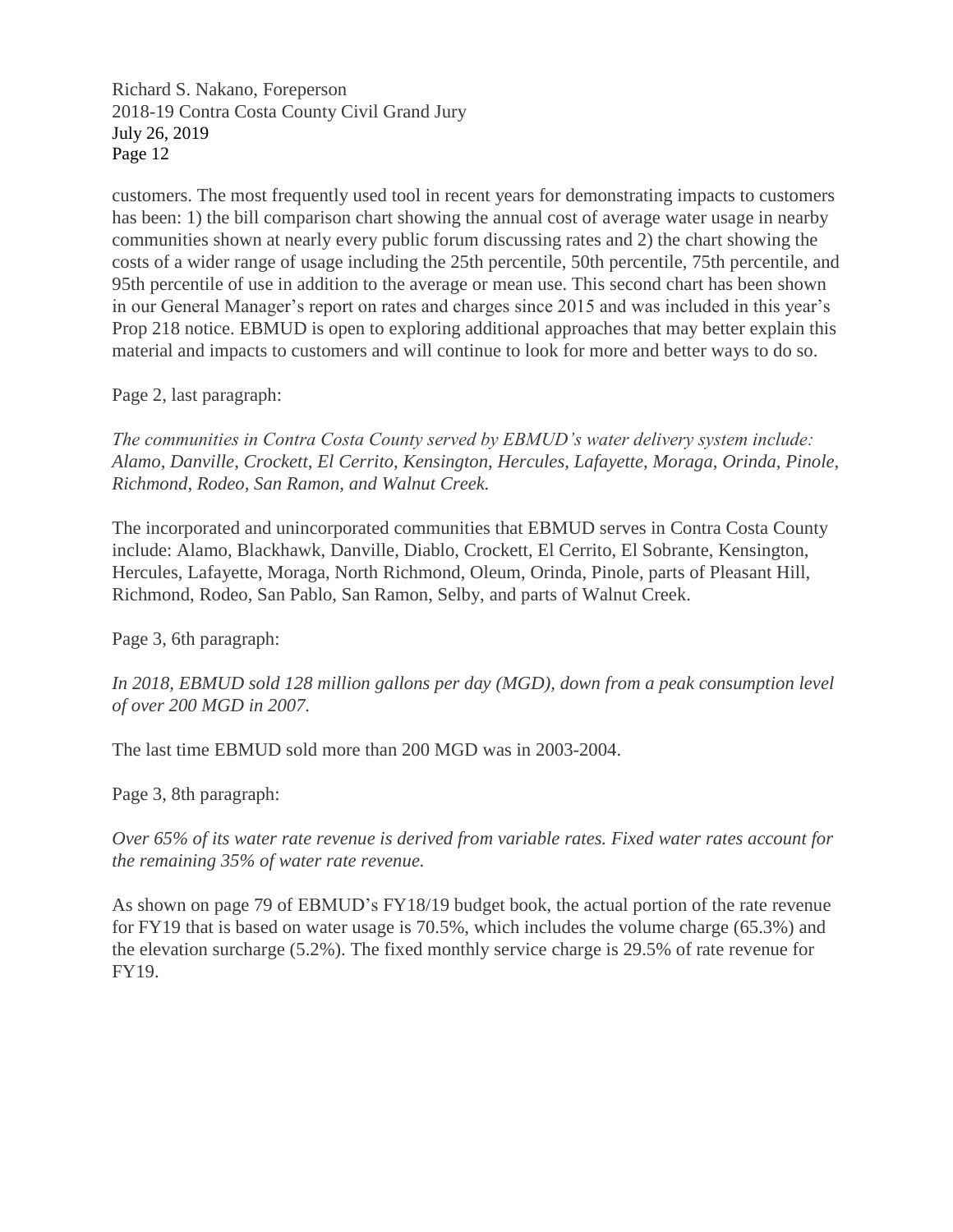customers. The most frequently used tool in recent years for demonstrating impacts to customers has been: 1) the bill comparison chart showing the annual cost of average water usage in nearby communities shown at nearly every public forum discussing rates and 2) the chart showing the costs of a wider range of usage including the 25th percentile, 50th percentile, 75th percentile, and 95th percentile of use in addition to the average or mean use. This second chart has been shown in our General Manager's report on rates and charges since 2015 and was included in this year's Prop 218 notice. EBMUD is open to exploring additional approaches that may better explain this material and impacts to customers and will continue to look for more and better ways to do so.

Page 2, last paragraph:

*The communities in Contra Costa County served by EBMUD's water delivery system include: Alamo, Danville, Crockett, El Cerrito, Kensington, Hercules, Lafayette, Moraga, Orinda, Pinole, Richmond, Rodeo, San Ramon, and Walnut Creek.*

The incorporated and unincorporated communities that EBMUD serves in Contra Costa County include: Alamo, Blackhawk, Danville, Diablo, Crockett, El Cerrito, El Sobrante, Kensington, Hercules, Lafayette, Moraga, North Richmond, Oleum, Orinda, Pinole, parts of Pleasant Hill, Richmond, Rodeo, San Pablo, San Ramon, Selby, and parts of Walnut Creek.

Page 3, 6th paragraph:

*In 2018, EBMUD sold 128 million gallons per day (MGD), down from a peak consumption level of over 200 MGD in 2007.*

The last time EBMUD sold more than 200 MGD was in 2003-2004.

Page 3, 8th paragraph:

*Over 65% of its water rate revenue is derived from variable rates. Fixed water rates account for the remaining 35% of water rate revenue.*

As shown on page 79 of EBMUD's FY18/19 budget book, the actual portion of the rate revenue for FY19 that is based on water usage is 70.5%, which includes the volume charge (65.3%) and the elevation surcharge (5.2%). The fixed monthly service charge is 29.5% of rate revenue for FY19.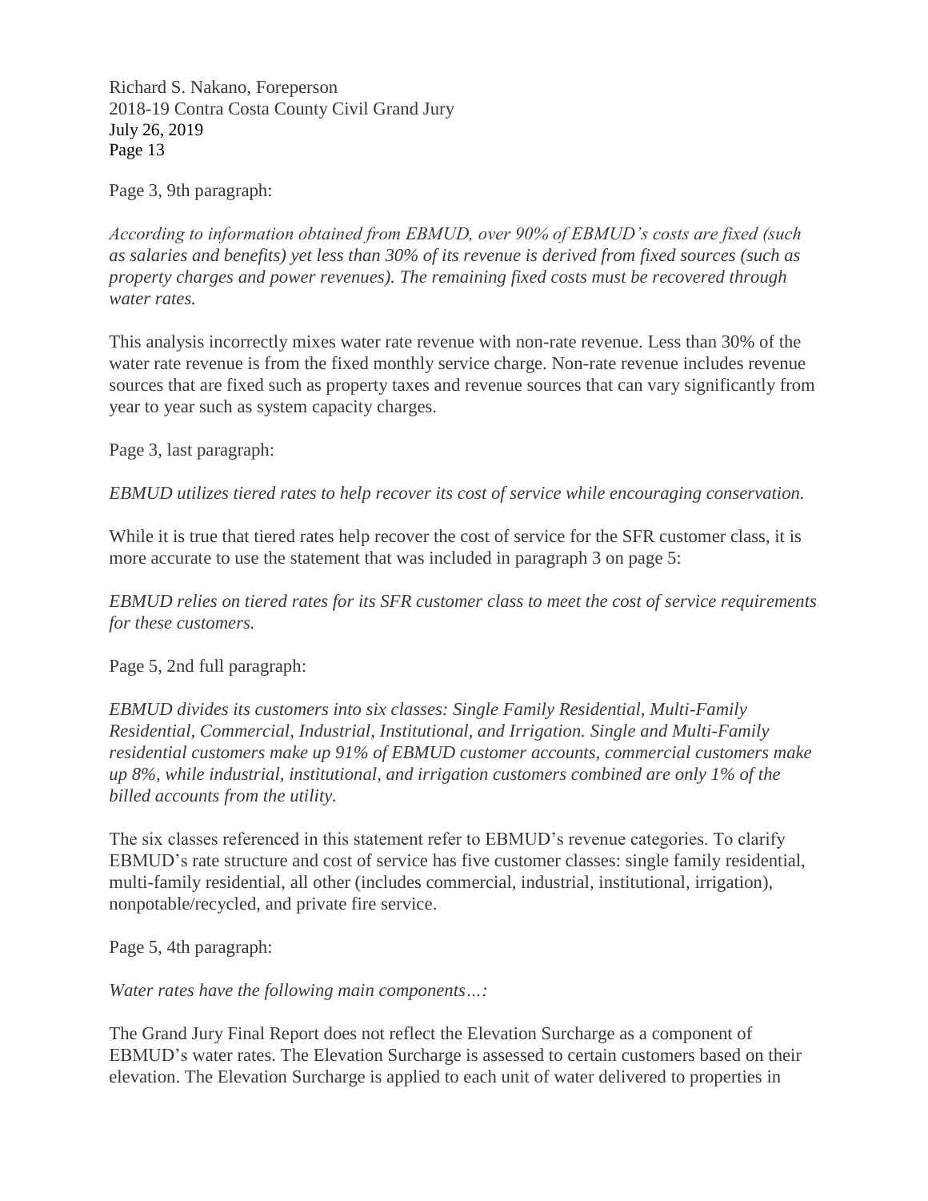Page 3, 9th paragraph:

*According to information obtained from EBMUD, over 90% of EBMUD's costs are fixed (such as salaries and benefits) yet less than 30% of its revenue is derived from fixed sources (such as property charges and power revenues). The remaining fixed costs must be recovered through water rates.*

This analysis incorrectly mixes water rate revenue with non-rate revenue. Less than 30% of the water rate revenue is from the fixed monthly service charge. Non-rate revenue includes revenue sources that are fixed such as property taxes and revenue sources that can vary significantly from year to year such as system capacity charges.

Page 3, last paragraph:

*EBMUD utilizes tiered rates to help recover its cost of service while encouraging conservation.*

While it is true that tiered rates help recover the cost of service for the SFR customer class, it is more accurate to use the statement that was included in paragraph 3 on page 5:

*EBMUD relies on tiered rates for its SFR customer class to meet the cost of service requirements for these customers.*

Page 5, 2nd full paragraph:

*EBMUD divides its customers into six classes: Single Family Residential, Multi-Family Residential, Commercial, Industrial, Institutional, and Irrigation. Single and Multi-Family residential customers make up 91% of EBMUD customer accounts, commercial customers make up 8%, while industrial, institutional, and irrigation customers combined are only 1% of the billed accounts from the utility.*

The six classes referenced in this statement refer to EBMUD's revenue categories. To clarify EBMUD's rate structure and cost of service has five customer classes: single family residential, multi-family residential, all other (includes commercial, industrial, institutional, irrigation), nonpotable/recycled, and private fire service.

Page 5, 4th paragraph:

*Water rates have the following main components…:*

The Grand Jury Final Report does not reflect the Elevation Surcharge as a component of EBMUD's water rates. The Elevation Surcharge is assessed to certain customers based on their elevation. The Elevation Surcharge is applied to each unit of water delivered to properties in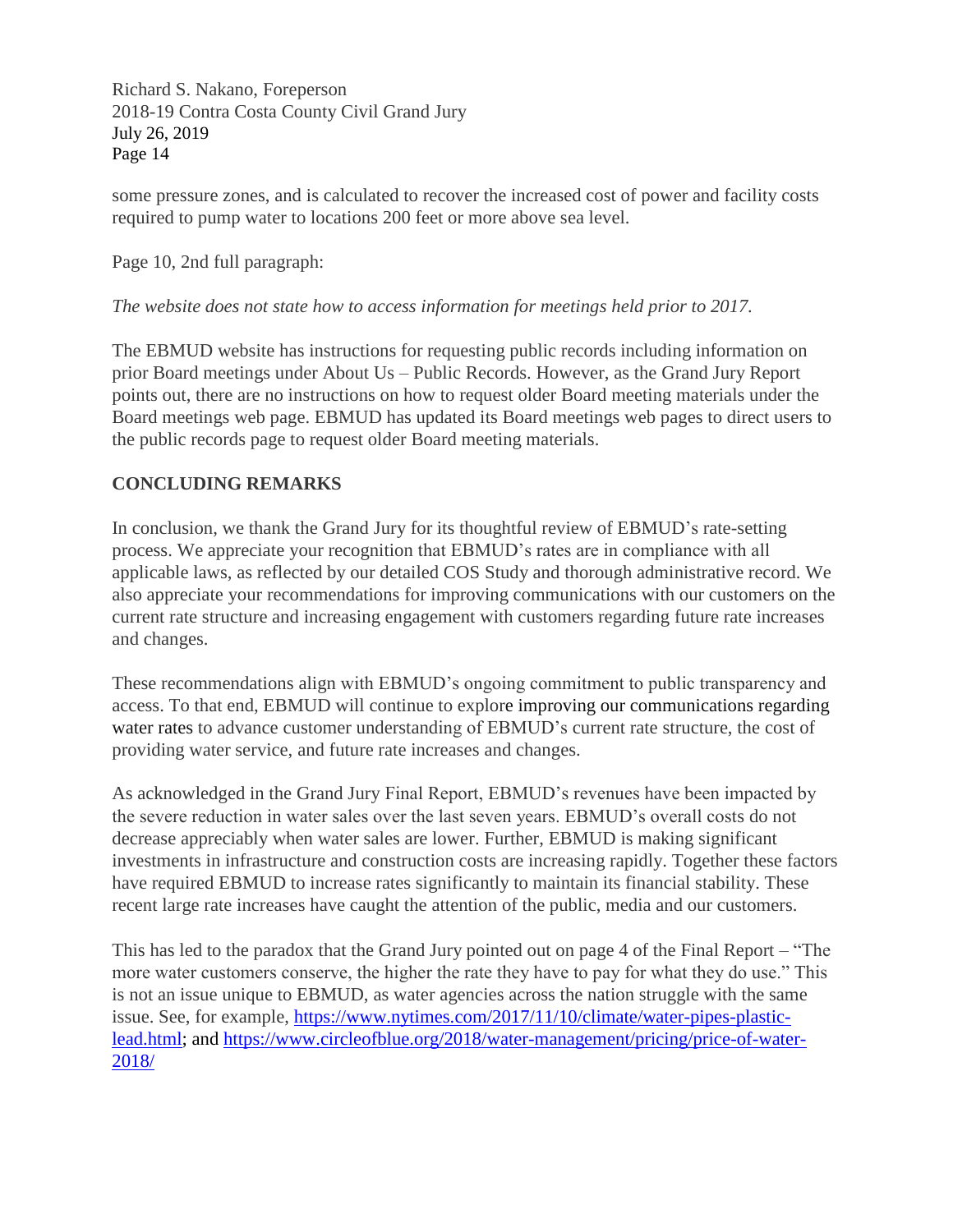some pressure zones, and is calculated to recover the increased cost of power and facility costs required to pump water to locations 200 feet or more above sea level.

Page 10, 2nd full paragraph:

*The website does not state how to access information for meetings held prior to 2017.*

The EBMUD website has instructions for requesting public records including information on prior Board meetings under About Us – Public Records. However, as the Grand Jury Report points out, there are no instructions on how to request older Board meeting materials under the Board meetings web page. EBMUD has updated its Board meetings web pages to direct users to the public records page to request older Board meeting materials.

## CONCLUDING REMARKS

In conclusion, we thank the Grand Jury for its thoughtful review of EBMUD's rate-setting process. We appreciate your recognition that EBMUD's rates are in compliance with all applicable laws, as reflected by our detailed COS Study and thorough administrative record. We also appreciate your recommendations for improving communications with our customers on the current rate structure and increasing engagement with customers regarding future rate increases and changes.

These recommendations align with EBMUD's ongoing commitment to public transparency and access. To that end, EBMUD will continue to explore improving our communications regarding water rates to advance customer understanding of EBMUD's current rate structure, the cost of providing water service, and future rate increases and changes.

As acknowledged in the Grand Jury Final Report, EBMUD's revenues have been impacted by the severe reduction in water sales over the last seven years. EBMUD's overall costs do not decrease appreciably when water sales are lower. Further, EBMUD is making significant investments in infrastructure and construction costs are increasing rapidly. Together these factors have required EBMUD to increase rates significantly to maintain its financial stability. These recent large rate increases have caught the attention of the public, media and our customers.

This has led to the paradox that the Grand Jury pointed out on page 4 of the Final Report – "The more water customers conserve, the higher the rate they have to pay for what they do use." This is not an issue unique to EBMUD, as water agencies across the nation struggle with the same issue. See, for example, https://www.nytimes.com/2017/11/10/climate/water-pipes-plastic-lead.html; and https://www.circleofblue.org/2018/water-management/pricing/price-of-water-2018/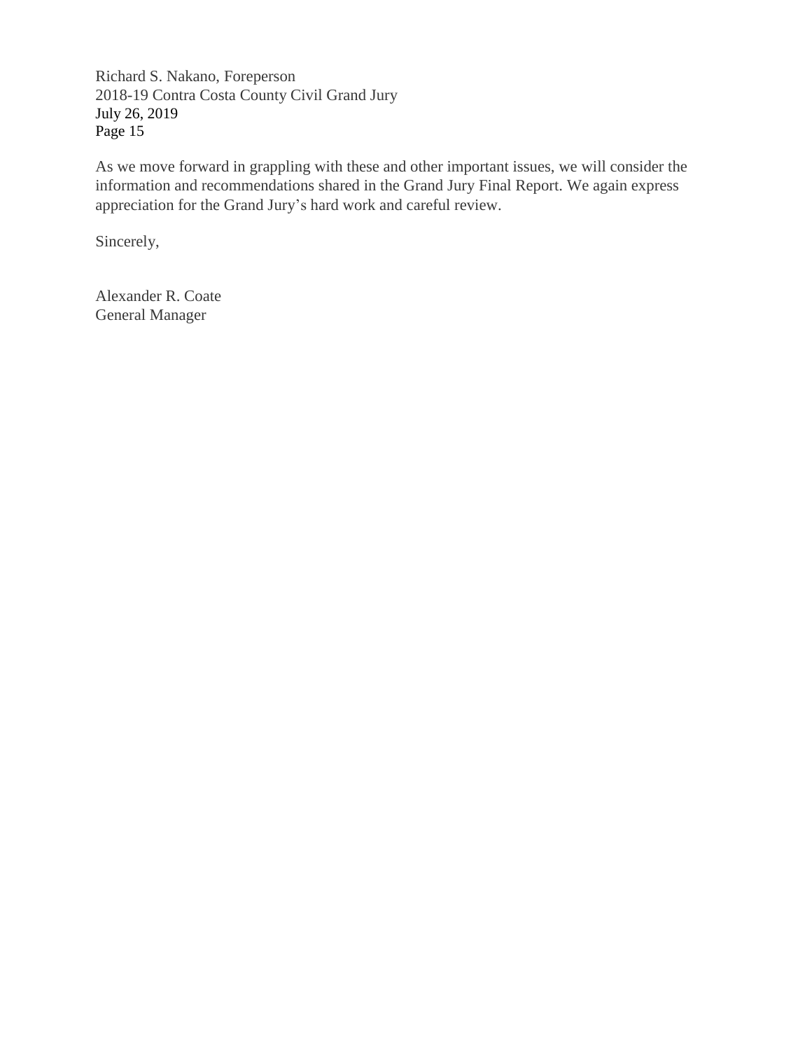As we move forward in grappling with these and other important issues, we will consider the information and recommendations shared in the Grand Jury Final Report. We again express appreciation for the Grand Jury's hard work and careful review.

Sincerely,

Alexander R. Coate
General Manager